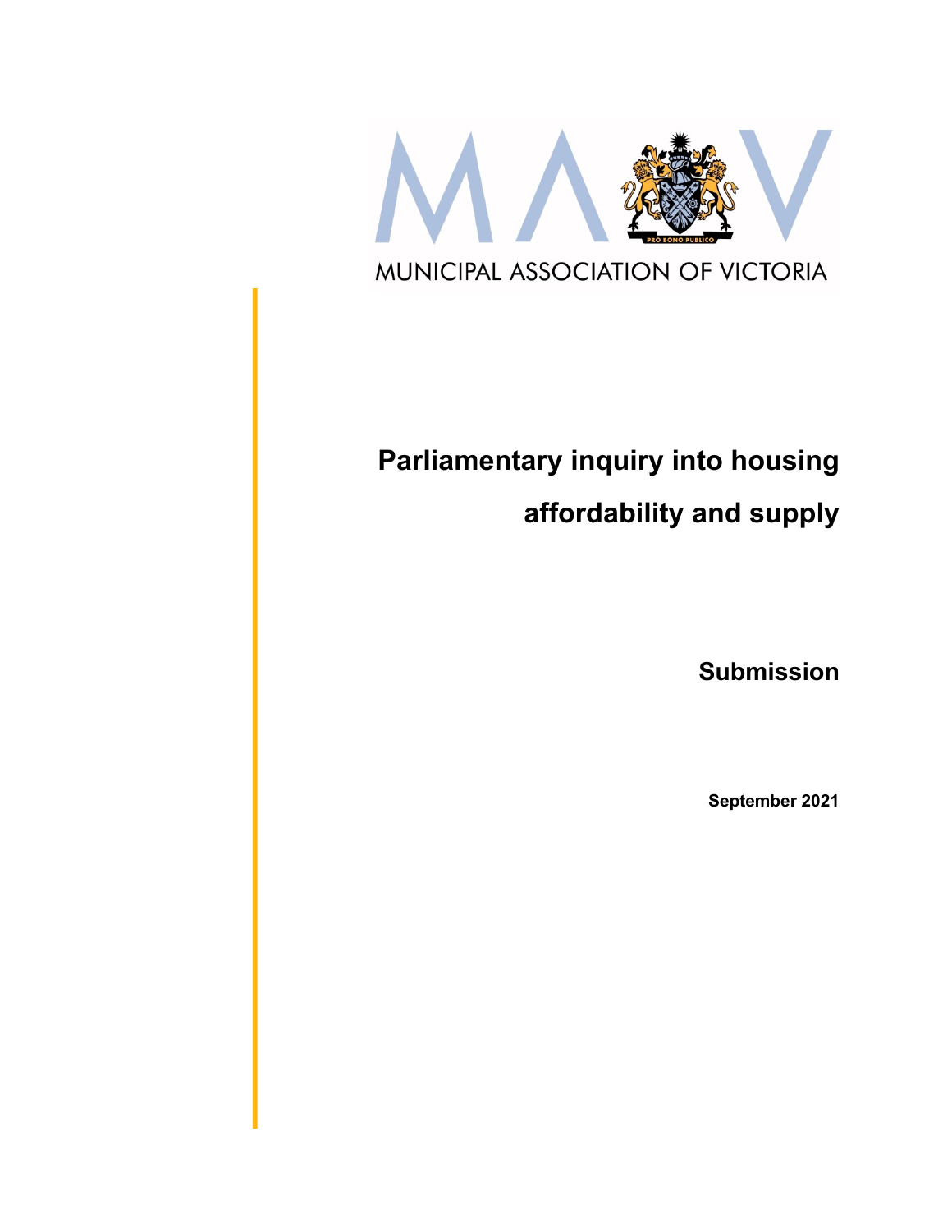MUNICIPAL ASSOCIATION OF VICTORIA

# Parliamentary inquiry into housing affordability and supply

## Submission

**September 2021**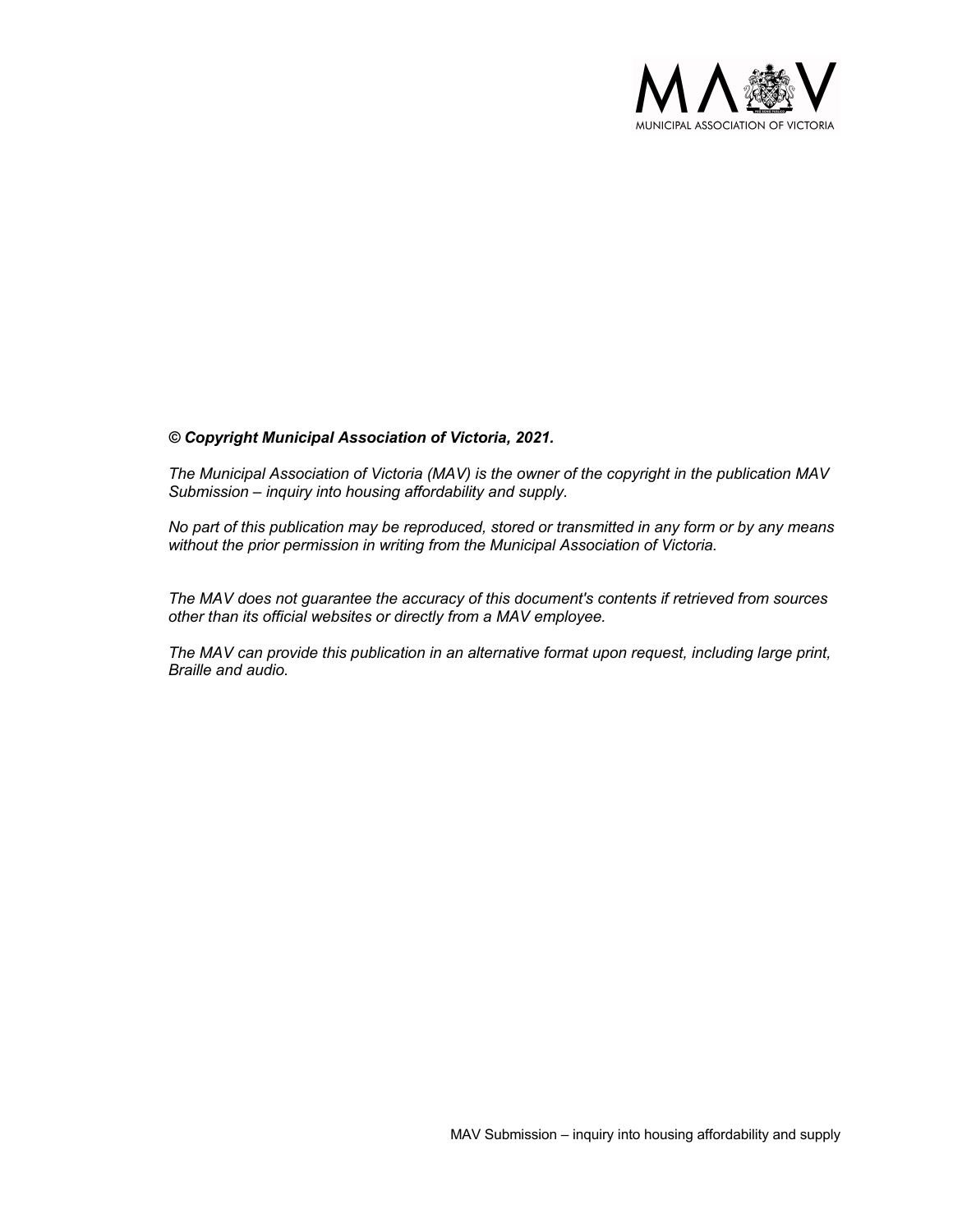***© Copyright Municipal Association of Victoria, 2021.***

*The Municipal Association of Victoria (MAV) is the owner of the copyright in the publication MAV Submission – inquiry into housing affordability and supply.*

*No part of this publication may be reproduced, stored or transmitted in any form or by any means without the prior permission in writing from the Municipal Association of Victoria.*

*The MAV does not guarantee the accuracy of this document's contents if retrieved from sources other than its official websites or directly from a MAV employee.*

*The MAV can provide this publication in an alternative format upon request, including large print, Braille and audio.*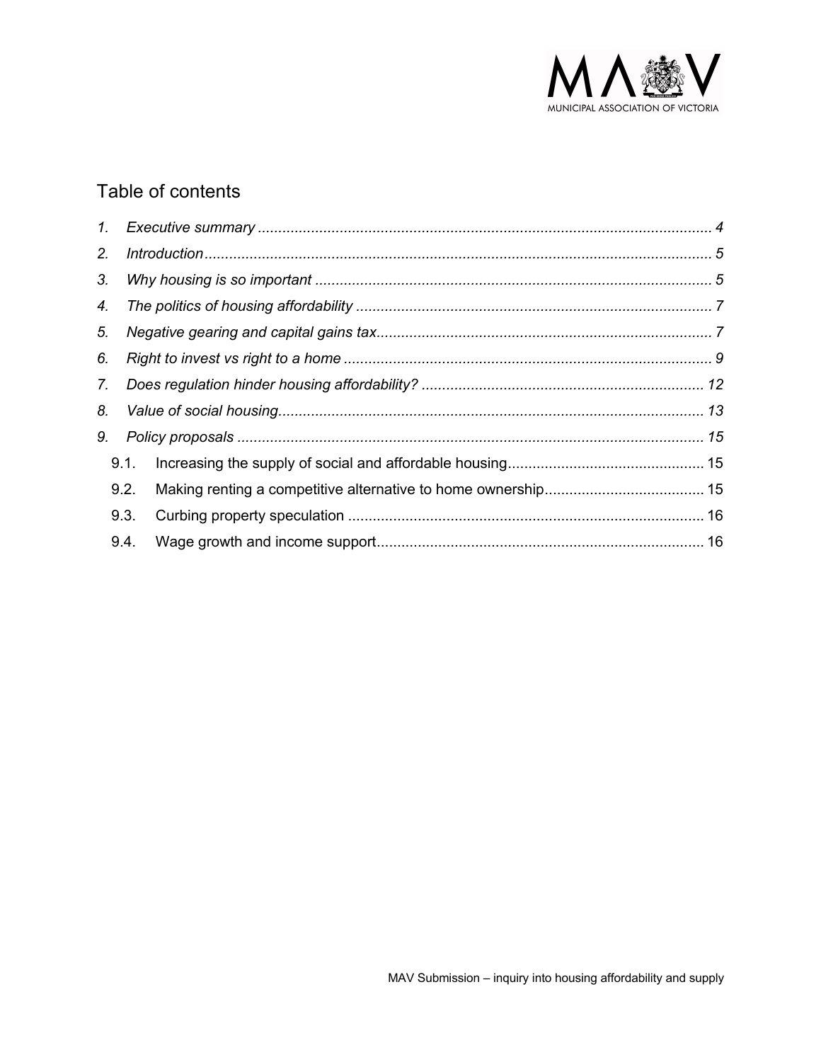## Table of contents

1. *Executive summary* ... *4*
2. *Introduction* ... *5*
3. *Why housing is so important* ... *5*
4. *The politics of housing affordability* ... *7*
5. *Negative gearing and capital gains tax* ... *7*
6. *Right to invest vs right to a home* ... *9*
7. *Does regulation hinder housing affordability?* ... *12*
8. *Value of social housing* ... *13*
9. *Policy proposals* ... *15*
   - 9.1. Increasing the supply of social and affordable housing ... 15
   - 9.2. Making renting a competitive alternative to home ownership ... 15
   - 9.3. Curbing property speculation ... 16
   - 9.4. Wage growth and income support ... 16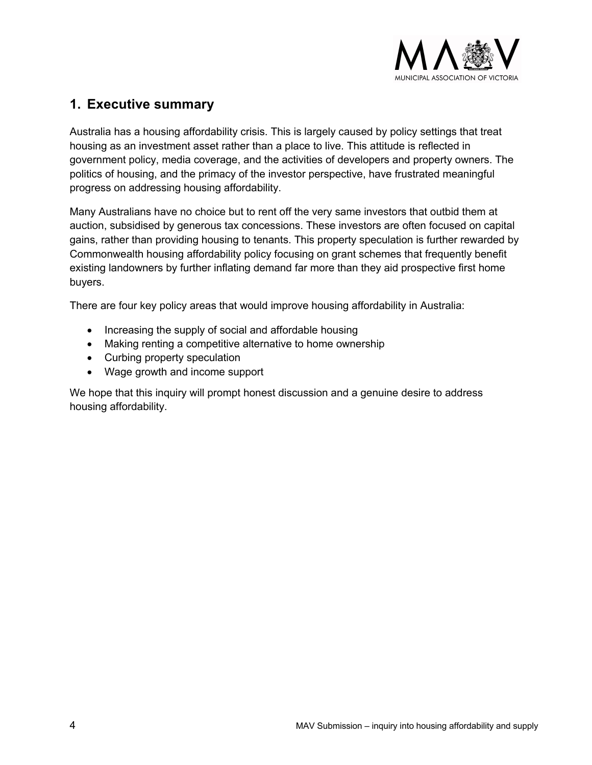## 1. Executive summary

Australia has a housing affordability crisis. This is largely caused by policy settings that treat housing as an investment asset rather than a place to live. This attitude is reflected in government policy, media coverage, and the activities of developers and property owners. The politics of housing, and the primacy of the investor perspective, have frustrated meaningful progress on addressing housing affordability.

Many Australians have no choice but to rent off the very same investors that outbid them at auction, subsidised by generous tax concessions. These investors are often focused on capital gains, rather than providing housing to tenants. This property speculation is further rewarded by Commonwealth housing affordability policy focusing on grant schemes that frequently benefit existing landowners by further inflating demand far more than they aid prospective first home buyers.

There are four key policy areas that would improve housing affordability in Australia:

- Increasing the supply of social and affordable housing
- Making renting a competitive alternative to home ownership
- Curbing property speculation
- Wage growth and income support

We hope that this inquiry will prompt honest discussion and a genuine desire to address housing affordability.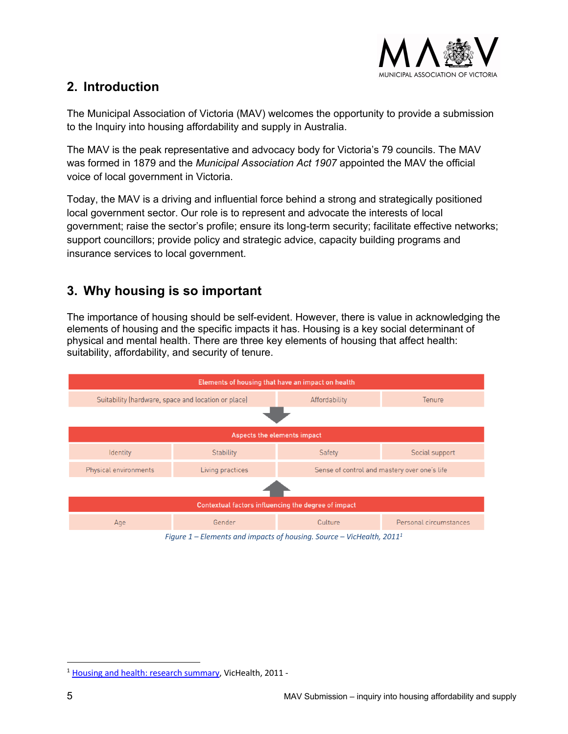## 2. Introduction

The Municipal Association of Victoria (MAV) welcomes the opportunity to provide a submission to the Inquiry into housing affordability and supply in Australia.

The MAV is the peak representative and advocacy body for Victoria's 79 councils. The MAV was formed in 1879 and the *Municipal Association Act 1907* appointed the MAV the official voice of local government in Victoria.

Today, the MAV is a driving and influential force behind a strong and strategically positioned local government sector. Our role is to represent and advocate the interests of local government; raise the sector's profile; ensure its long-term security; facilitate effective networks; support councillors; provide policy and strategic advice, capacity building programs and insurance services to local government.

## 3. Why housing is so important

The importance of housing should be self-evident. However, there is value in acknowledging the elements of housing and the specific impacts it has. Housing is a key social determinant of physical and mental health. There are three key elements of housing that affect health: suitability, affordability, and security of tenure.

| Elements of housing that have an impact on health | | | |
|---|---|---|---|
| Suitability (hardware, space and location or place) | | Affordability | Tenure |

| Aspects the elements impact | | | |
|---|---|---|---|
| Identity | Stability | Safety | Social support |
| Physical environments | Living practices | Sense of control and mastery over one's life | |

| Contextual factors influencing the degree of impact | | | |
|---|---|---|---|
| Age | Gender | Culture | Personal circumstances |

*Figure 1 – Elements and impacts of housing. Source – VicHealth, 2011*[1]

[1] Housing and health: research summary, VicHealth, 2011 -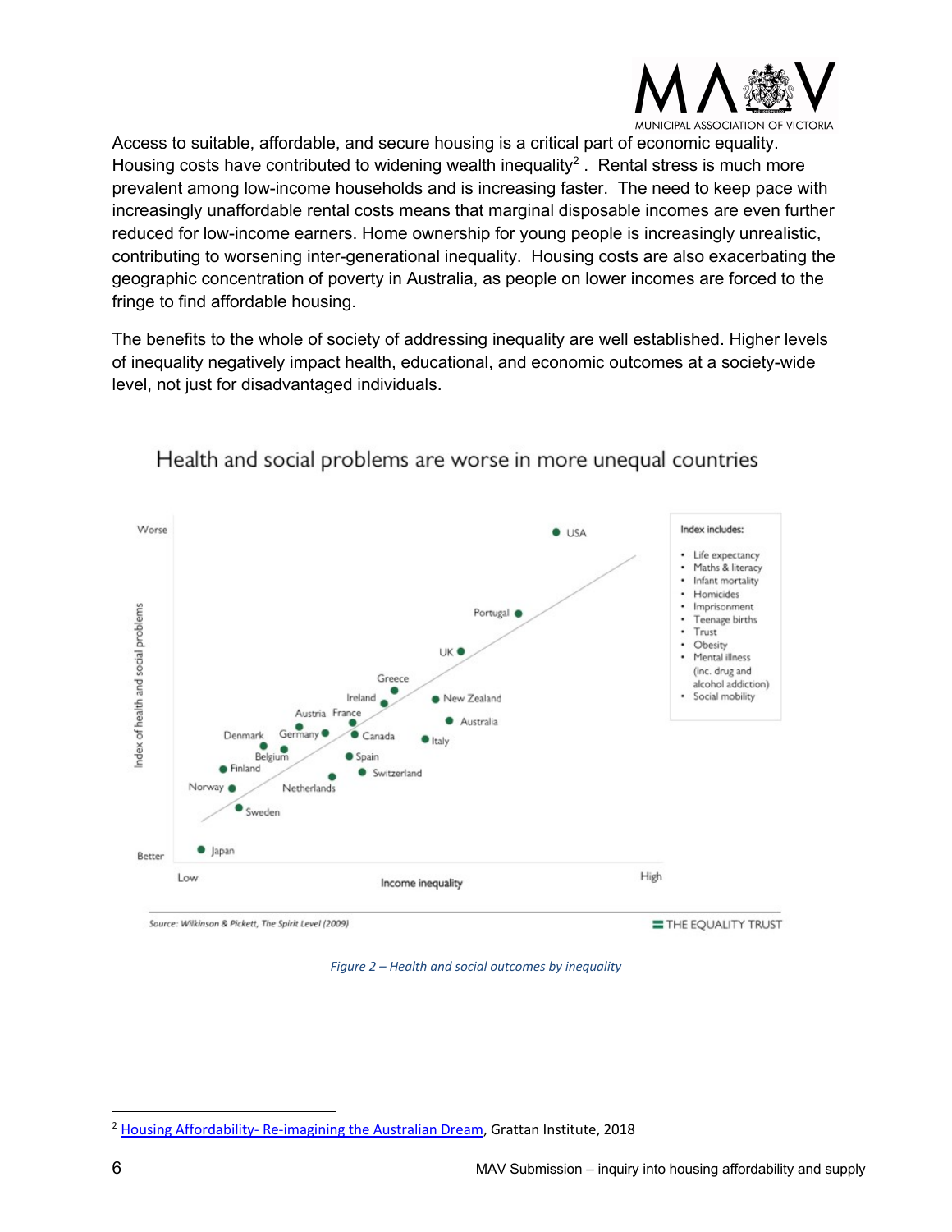Access to suitable, affordable, and secure housing is a critical part of economic equality. Housing costs have contributed to widening wealth inequality[2]. Rental stress is much more prevalent among low-income households and is increasing faster. The need to keep pace with increasingly unaffordable rental costs means that marginal disposable incomes are even further reduced for low-income earners. Home ownership for young people is increasingly unrealistic, contributing to worsening inter-generational inequality. Housing costs are also exacerbating the geographic concentration of poverty in Australia, as people on lower incomes are forced to the fringe to find affordable housing.

The benefits to the whole of society of addressing inequality are well established. Higher levels of inequality negatively impact health, educational, and economic outcomes at a society-wide level, not just for disadvantaged individuals.

Health and social problems are worse in more unequal countries

Index includes:

- Life expectancy
- Maths & literacy
- Infant mortality
- Homicides
- Imprisonment
- Teenage births
- Trust
- Obesity
- Mental illness (inc. drug and alcohol addiction)
- Social mobility

Source: Wilkinson & Pickett, The Spirit Level (2009)

THE EQUALITY TRUST

*Figure 2 – Health and social outcomes by inequality*

---

[2] Housing Affordability- Re-imagining the Australian Dream, Grattan Institute, 2018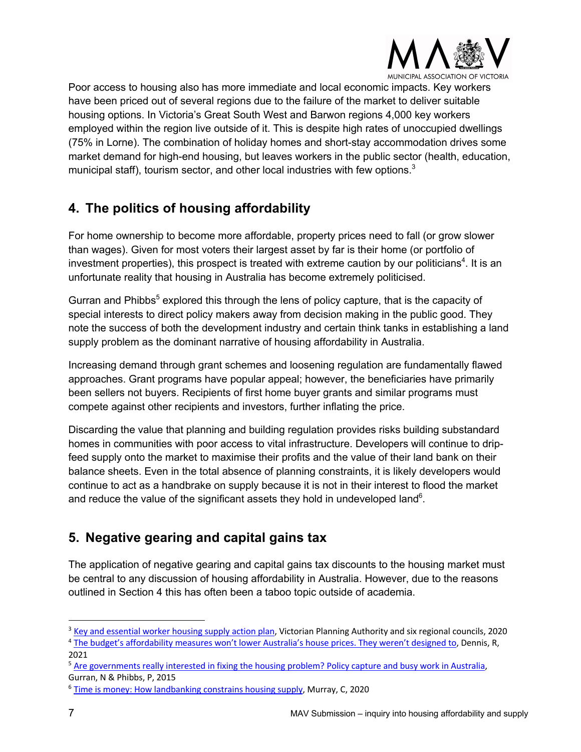Poor access to housing also has more immediate and local economic impacts. Key workers have been priced out of several regions due to the failure of the market to deliver suitable housing options. In Victoria's Great South West and Barwon regions 4,000 key workers employed within the region live outside of it. This is despite high rates of unoccupied dwellings (75% in Lorne). The combination of holiday homes and short-stay accommodation drives some market demand for high-end housing, but leaves workers in the public sector (health, education, municipal staff), tourism sector, and other local industries with few options.[3]

## 4. The politics of housing affordability

For home ownership to become more affordable, property prices need to fall (or grow slower than wages). Given for most voters their largest asset by far is their home (or portfolio of investment properties), this prospect is treated with extreme caution by our politicians[4]. It is an unfortunate reality that housing in Australia has become extremely politicised.

Gurran and Phibbs[5] explored this through the lens of policy capture, that is the capacity of special interests to direct policy makers away from decision making in the public good. They note the success of both the development industry and certain think tanks in establishing a land supply problem as the dominant narrative of housing affordability in Australia.

Increasing demand through grant schemes and loosening regulation are fundamentally flawed approaches. Grant programs have popular appeal; however, the beneficiaries have primarily been sellers not buyers. Recipients of first home buyer grants and similar programs must compete against other recipients and investors, further inflating the price.

Discarding the value that planning and building regulation provides risks building substandard homes in communities with poor access to vital infrastructure. Developers will continue to drip-feed supply onto the market to maximise their profits and the value of their land bank on their balance sheets. Even in the total absence of planning constraints, it is likely developers would continue to act as a handbrake on supply because it is not in their interest to flood the market and reduce the value of the significant assets they hold in undeveloped land[6].

## 5. Negative gearing and capital gains tax

The application of negative gearing and capital gains tax discounts to the housing market must be central to any discussion of housing affordability in Australia. However, due to the reasons outlined in Section 4 this has often been a taboo topic outside of academia.

---

[3] Key and essential worker housing supply action plan, Victorian Planning Authority and six regional councils, 2020

[4] The budget's affordability measures won't lower Australia's house prices. They weren't designed to, Dennis, R, 2021

[5] Are governments really interested in fixing the housing problem? Policy capture and busy work in Australia, Gurran, N & Phibbs, P, 2015

[6] Time is money: How landbanking constrains housing supply, Murray, C, 2020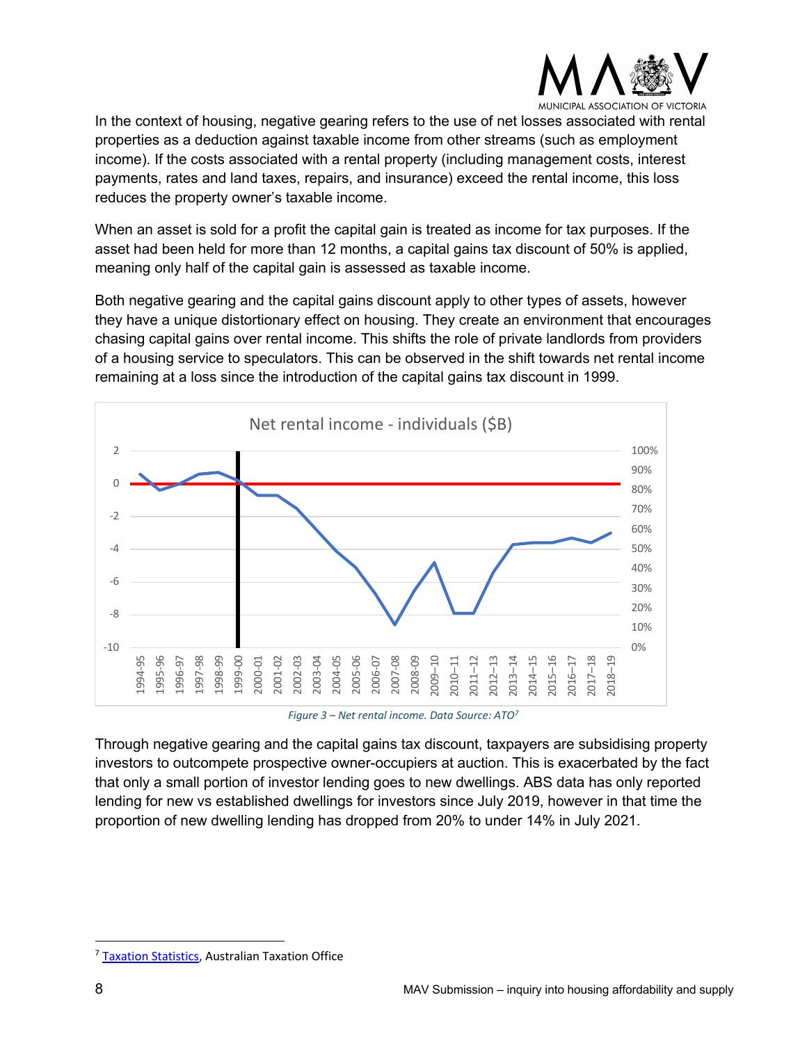In the context of housing, negative gearing refers to the use of net losses associated with rental properties as a deduction against taxable income from other streams (such as employment income). If the costs associated with a rental property (including management costs, interest payments, rates and land taxes, repairs, and insurance) exceed the rental income, this loss reduces the property owner's taxable income.

When an asset is sold for a profit the capital gain is treated as income for tax purposes. If the asset had been held for more than 12 months, a capital gains tax discount of 50% is applied, meaning only half of the capital gain is assessed as taxable income.

Both negative gearing and the capital gains discount apply to other types of assets, however they have a unique distortionary effect on housing. They create an environment that encourages chasing capital gains over rental income. This shifts the role of private landlords from providers of a housing service to speculators. This can be observed in the shift towards net rental income remaining at a loss since the introduction of the capital gains tax discount in 1999.

*Figure 3 – Net rental income. Data Source: ATO*[7]

Through negative gearing and the capital gains tax discount, taxpayers are subsidising property investors to outcompete prospective owner-occupiers at auction. This is exacerbated by the fact that only a small portion of investor lending goes to new dwellings. ABS data has only reported lending for new vs established dwellings for investors since July 2019, however in that time the proportion of new dwelling lending has dropped from 20% to under 14% in July 2021.

---

[7] Taxation Statistics, Australian Taxation Office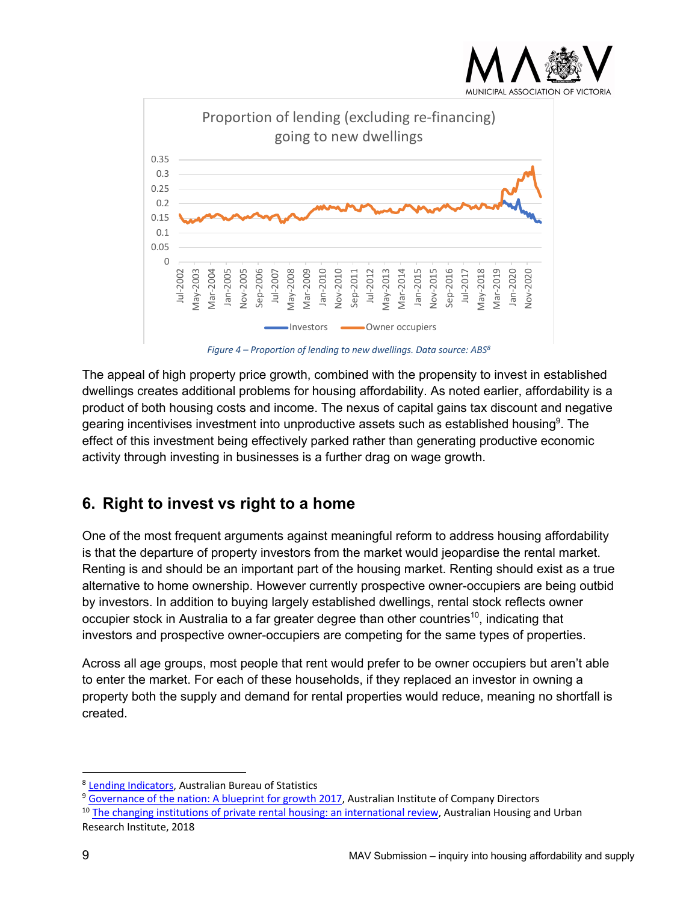Figure 4 – Proportion of lending to new dwellings. Data source: ABS[8]

The appeal of high property price growth, combined with the propensity to invest in established dwellings creates additional problems for housing affordability. As noted earlier, affordability is a product of both housing costs and income. The nexus of capital gains tax discount and negative gearing incentivises investment into unproductive assets such as established housing[9]. The effect of this investment being effectively parked rather than generating productive economic activity through investing in businesses is a further drag on wage growth.

## 6. Right to invest vs right to a home

One of the most frequent arguments against meaningful reform to address housing affordability is that the departure of property investors from the market would jeopardise the rental market. Renting is and should be an important part of the housing market. Renting should exist as a true alternative to home ownership. However currently prospective owner-occupiers are being outbid by investors. In addition to buying largely established dwellings, rental stock reflects owner occupier stock in Australia to a far greater degree than other countries[10], indicating that investors and prospective owner-occupiers are competing for the same types of properties.

Across all age groups, most people that rent would prefer to be owner occupiers but aren't able to enter the market. For each of these households, if they replaced an investor in owning a property both the supply and demand for rental properties would reduce, meaning no shortfall is created.

---

[8] Lending Indicators, Australian Bureau of Statistics

[9] Governance of the nation: A blueprint for growth 2017, Australian Institute of Company Directors

[10] The changing institutions of private rental housing: an international review, Australian Housing and Urban Research Institute, 2018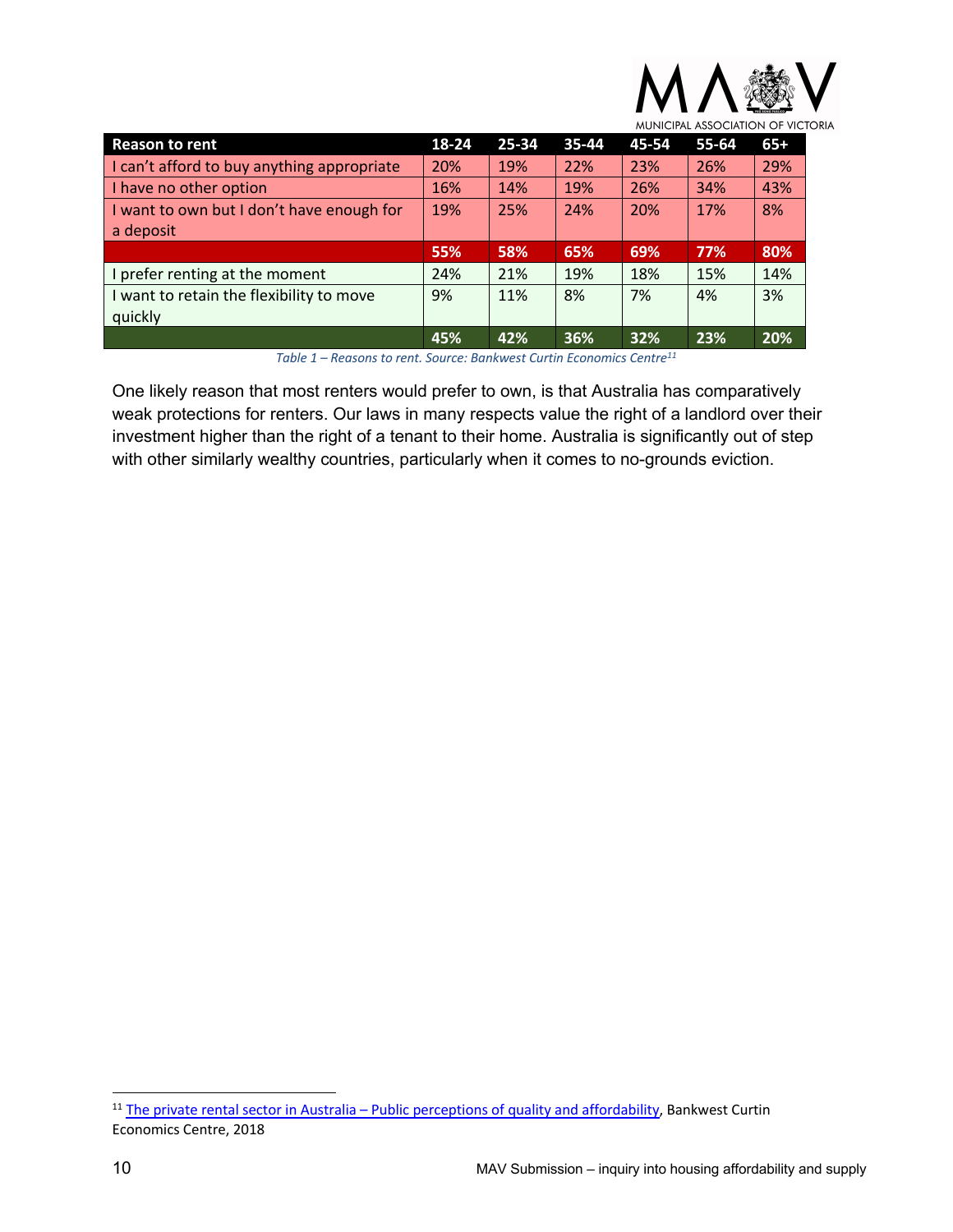| Reason to rent | 18-24 | 25-34 | 35-44 | 45-54 | 55-64 | 65+ |
|---|---|---|---|---|---|---|
| I can't afford to buy anything appropriate | 20% | 19% | 22% | 23% | 26% | 29% |
| I have no other option | 16% | 14% | 19% | 26% | 34% | 43% |
| I want to own but I don't have enough for a deposit | 19% | 25% | 24% | 20% | 17% | 8% |
| | **55%** | **58%** | **65%** | **69%** | **77%** | **80%** |
| I prefer renting at the moment | 24% | 21% | 19% | 18% | 15% | 14% |
| I want to retain the flexibility to move quickly | 9% | 11% | 8% | 7% | 4% | 3% |
| | **45%** | **42%** | **36%** | **32%** | **23%** | **20%** |

*Table 1 – Reasons to rent. Source: Bankwest Curtin Economics Centre*[11]

One likely reason that most renters would prefer to own, is that Australia has comparatively weak protections for renters. Our laws in many respects value the right of a landlord over their investment higher than the right of a tenant to their home. Australia is significantly out of step with other similarly wealthy countries, particularly when it comes to no-grounds eviction.

---

[11] The private rental sector in Australia – Public perceptions of quality and affordability, Bankwest Curtin Economics Centre, 2018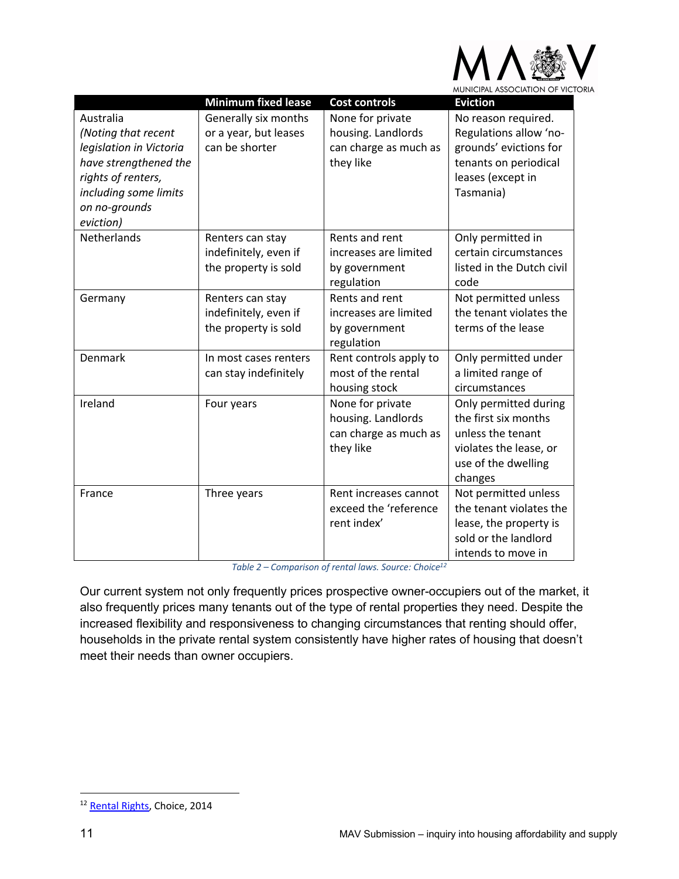| | Minimum fixed lease | Cost controls | Eviction |
|---|---|---|---|
| Australia *(Noting that recent legislation in Victoria have strengthened the rights of renters, including some limits on no-grounds eviction)* | Generally six months or a year, but leases can be shorter | None for private housing. Landlords can charge as much as they like | No reason required. Regulations allow 'no-grounds' evictions for tenants on periodical leases (except in Tasmania) |
| Netherlands | Renters can stay indefinitely, even if the property is sold | Rents and rent increases are limited by government regulation | Only permitted in certain circumstances listed in the Dutch civil code |
| Germany | Renters can stay indefinitely, even if the property is sold | Rents and rent increases are limited by government regulation | Not permitted unless the tenant violates the terms of the lease |
| Denmark | In most cases renters can stay indefinitely | Rent controls apply to most of the rental housing stock | Only permitted under a limited range of circumstances |
| Ireland | Four years | None for private housing. Landlords can charge as much as they like | Only permitted during the first six months unless the tenant violates the lease, or use of the dwelling changes |
| France | Three years | Rent increases cannot exceed the 'reference rent index' | Not permitted unless the tenant violates the lease, the property is sold or the landlord intends to move in |

*Table 2 – Comparison of rental laws. Source: Choice*[12]

Our current system not only frequently prices prospective owner-occupiers out of the market, it also frequently prices many tenants out of the type of rental properties they need. Despite the increased flexibility and responsiveness to changing circumstances that renting should offer, households in the private rental system consistently have higher rates of housing that doesn't meet their needs than owner occupiers.

---

[12] Rental Rights, Choice, 2014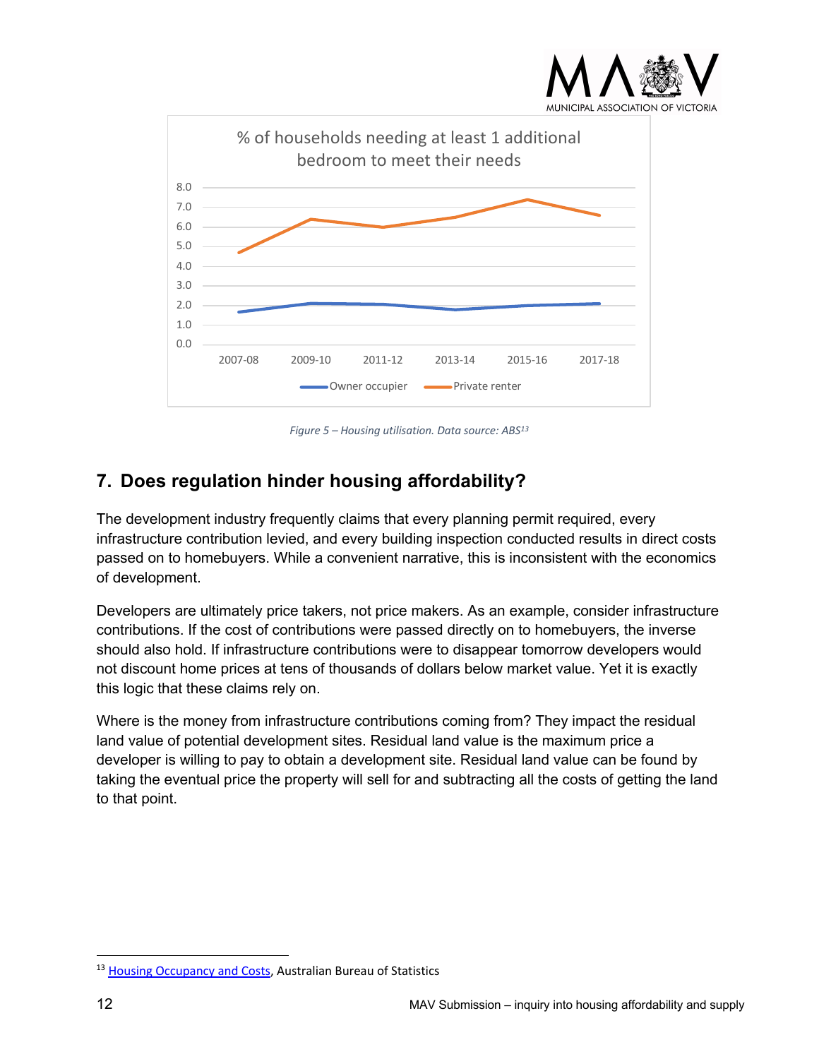% of households needing at least 1 additional bedroom to meet their needs

*Figure 5 – Housing utilisation. Data source: ABS[13]*

## 7. Does regulation hinder housing affordability?

The development industry frequently claims that every planning permit required, every infrastructure contribution levied, and every building inspection conducted results in direct costs passed on to homebuyers. While a convenient narrative, this is inconsistent with the economics of development.

Developers are ultimately price takers, not price makers. As an example, consider infrastructure contributions. If the cost of contributions were passed directly on to homebuyers, the inverse should also hold. If infrastructure contributions were to disappear tomorrow developers would not discount home prices at tens of thousands of dollars below market value. Yet it is exactly this logic that these claims rely on.

Where is the money from infrastructure contributions coming from? They impact the residual land value of potential development sites. Residual land value is the maximum price a developer is willing to pay to obtain a development site. Residual land value can be found by taking the eventual price the property will sell for and subtracting all the costs of getting the land to that point.

---

[13] Housing Occupancy and Costs, Australian Bureau of Statistics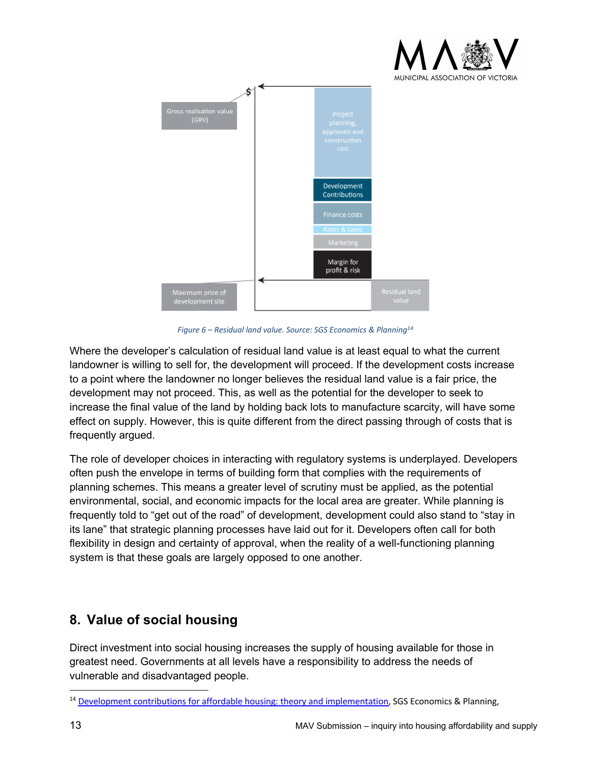Gross realisation value (GRV)

Project planning, approvals and construction cost

Development Contributions

Finance costs

Rates & taxes

Marketing

Margin for profit & risk

Maximum price of development site

Residual land value

*Figure 6 – Residual land value. Source: SGS Economics & Planning*[14]

Where the developer's calculation of residual land value is at least equal to what the current landowner is willing to sell for, the development will proceed. If the development costs increase to a point where the landowner no longer believes the residual land value is a fair price, the development may not proceed. This, as well as the potential for the developer to seek to increase the final value of the land by holding back lots to manufacture scarcity, will have some effect on supply. However, this is quite different from the direct passing through of costs that is frequently argued.

The role of developer choices in interacting with regulatory systems is underplayed. Developers often push the envelope in terms of building form that complies with the requirements of planning schemes. This means a greater level of scrutiny must be applied, as the potential environmental, social, and economic impacts for the local area are greater. While planning is frequently told to "get out of the road" of development, development could also stand to "stay in its lane" that strategic planning processes have laid out for it. Developers often call for both flexibility in design and certainty of approval, when the reality of a well-functioning planning system is that these goals are largely opposed to one another.

## 8. Value of social housing

Direct investment into social housing increases the supply of housing available for those in greatest need. Governments at all levels have a responsibility to address the needs of vulnerable and disadvantaged people.

[14] Development contributions for affordable housing: theory and implementation, SGS Economics & Planning,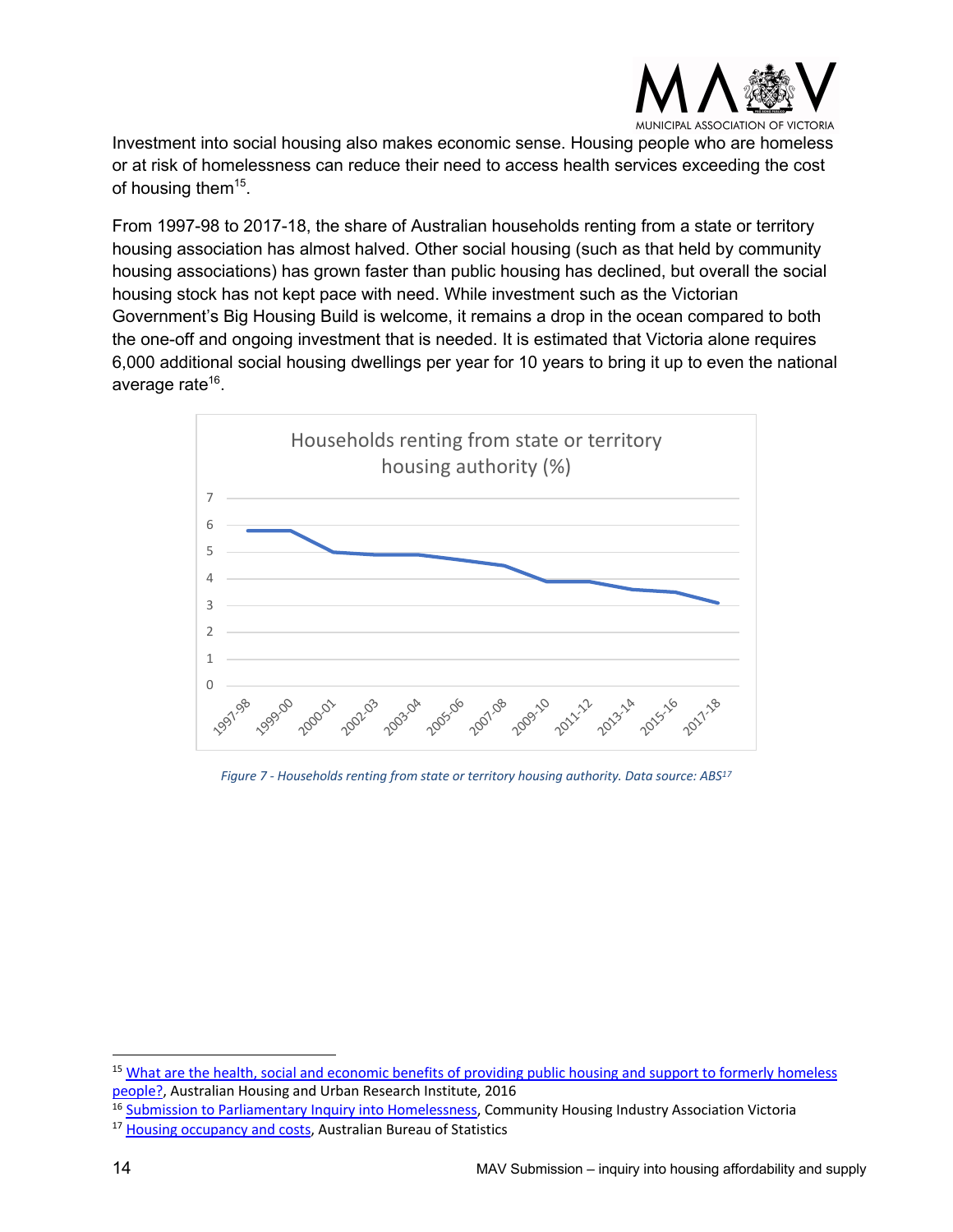Investment into social housing also makes economic sense. Housing people who are homeless or at risk of homelessness can reduce their need to access health services exceeding the cost of housing them[15].

From 1997-98 to 2017-18, the share of Australian households renting from a state or territory housing association has almost halved. Other social housing (such as that held by community housing associations) has grown faster than public housing has declined, but overall the social housing stock has not kept pace with need. While investment such as the Victorian Government's Big Housing Build is welcome, it remains a drop in the ocean compared to both the one-off and ongoing investment that is needed. It is estimated that Victoria alone requires 6,000 additional social housing dwellings per year for 10 years to bring it up to even the national average rate[16].

*Figure 7 - Households renting from state or territory housing authority. Data source: ABS[17]*

[15] What are the health, social and economic benefits of providing public housing and support to formerly homeless people?, Australian Housing and Urban Research Institute, 2016

[16] Submission to Parliamentary Inquiry into Homelessness, Community Housing Industry Association Victoria

[17] Housing occupancy and costs, Australian Bureau of Statistics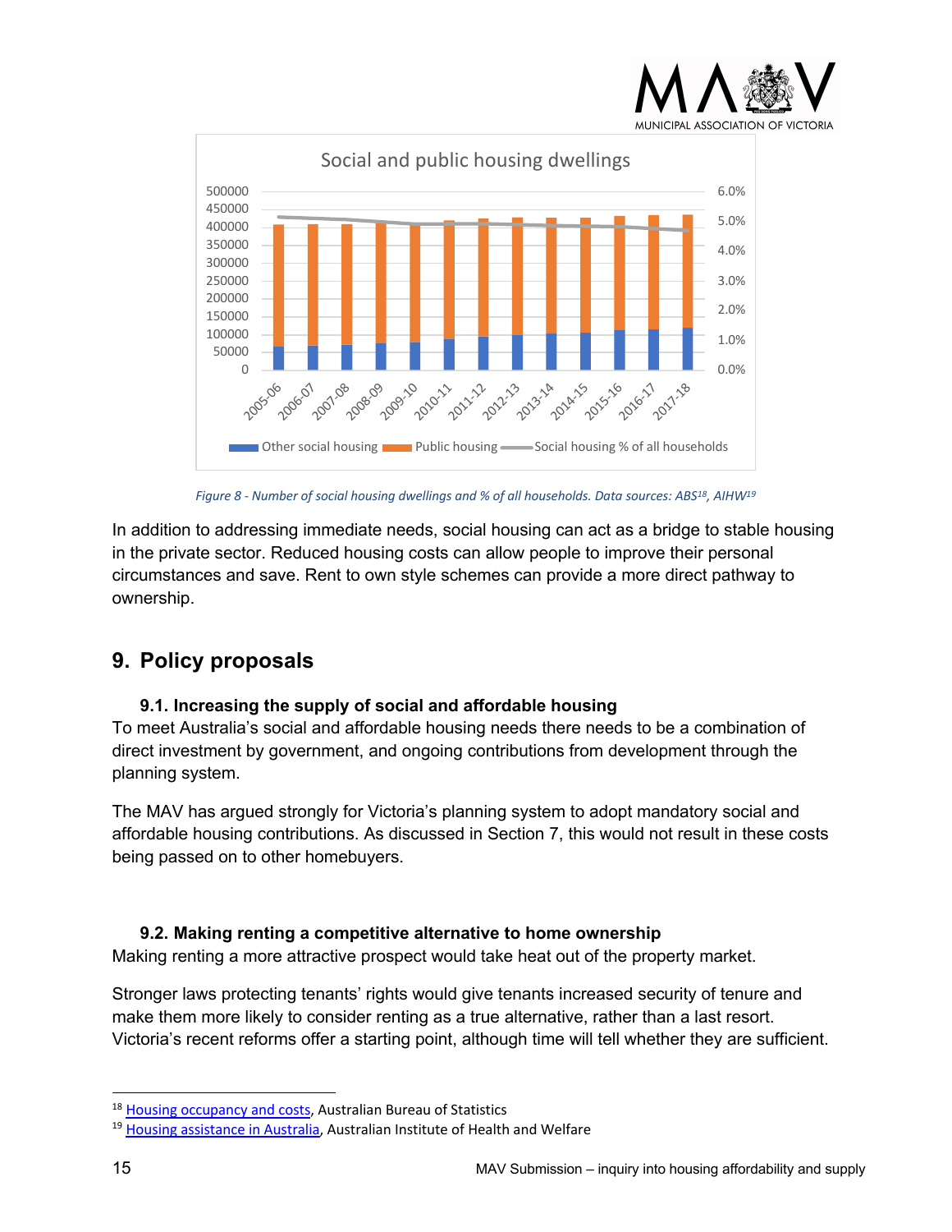Figure 8 - Number of social housing dwellings and % of all households. Data sources: ABS[18], AIHW[19]

In addition to addressing immediate needs, social housing can act as a bridge to stable housing in the private sector. Reduced housing costs can allow people to improve their personal circumstances and save. Rent to own style schemes can provide a more direct pathway to ownership.

## 9. Policy proposals

### 9.1. Increasing the supply of social and affordable housing

To meet Australia's social and affordable housing needs there needs to be a combination of direct investment by government, and ongoing contributions from development through the planning system.

The MAV has argued strongly for Victoria's planning system to adopt mandatory social and affordable housing contributions. As discussed in Section 7, this would not result in these costs being passed on to other homebuyers.

### 9.2. Making renting a competitive alternative to home ownership

Making renting a more attractive prospect would take heat out of the property market.

Stronger laws protecting tenants' rights would give tenants increased security of tenure and make them more likely to consider renting as a true alternative, rather than a last resort. Victoria's recent reforms offer a starting point, although time will tell whether they are sufficient.

---

[18] Housing occupancy and costs, Australian Bureau of Statistics

[19] Housing assistance in Australia, Australian Institute of Health and Welfare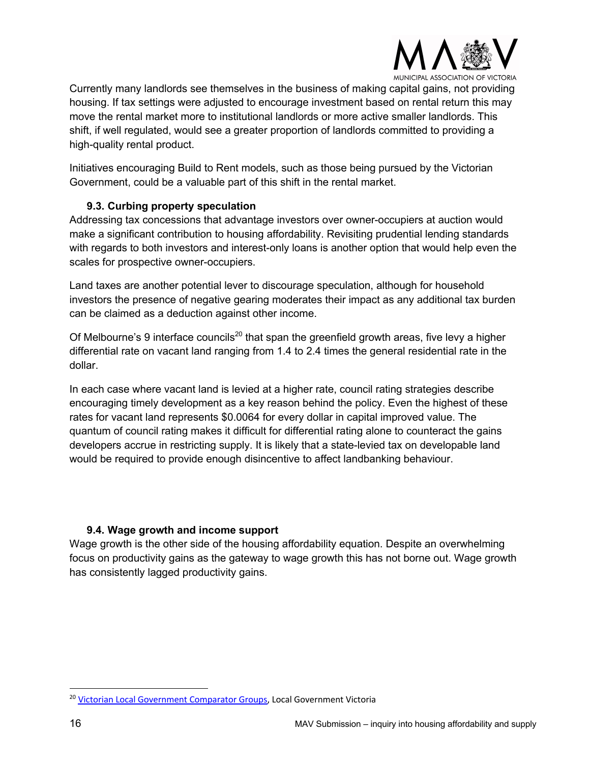Currently many landlords see themselves in the business of making capital gains, not providing housing. If tax settings were adjusted to encourage investment based on rental return this may move the rental market more to institutional landlords or more active smaller landlords. This shift, if well regulated, would see a greater proportion of landlords committed to providing a high-quality rental product.

Initiatives encouraging Build to Rent models, such as those being pursued by the Victorian Government, could be a valuable part of this shift in the rental market.

### 9.3. Curbing property speculation

Addressing tax concessions that advantage investors over owner-occupiers at auction would make a significant contribution to housing affordability. Revisiting prudential lending standards with regards to both investors and interest-only loans is another option that would help even the scales for prospective owner-occupiers.

Land taxes are another potential lever to discourage speculation, although for household investors the presence of negative gearing moderates their impact as any additional tax burden can be claimed as a deduction against other income.

Of Melbourne's 9 interface councils[20] that span the greenfield growth areas, five levy a higher differential rate on vacant land ranging from 1.4 to 2.4 times the general residential rate in the dollar.

In each case where vacant land is levied at a higher rate, council rating strategies describe encouraging timely development as a key reason behind the policy. Even the highest of these rates for vacant land represents $0.0064 for every dollar in capital improved value. The quantum of council rating makes it difficult for differential rating alone to counteract the gains developers accrue in restricting supply. It is likely that a state-levied tax on developable land would be required to provide enough disincentive to affect landbanking behaviour.

### 9.4. Wage growth and income support

Wage growth is the other side of the housing affordability equation. Despite an overwhelming focus on productivity gains as the gateway to wage growth this has not borne out. Wage growth has consistently lagged productivity gains.

---

[20] Victorian Local Government Comparator Groups, Local Government Victoria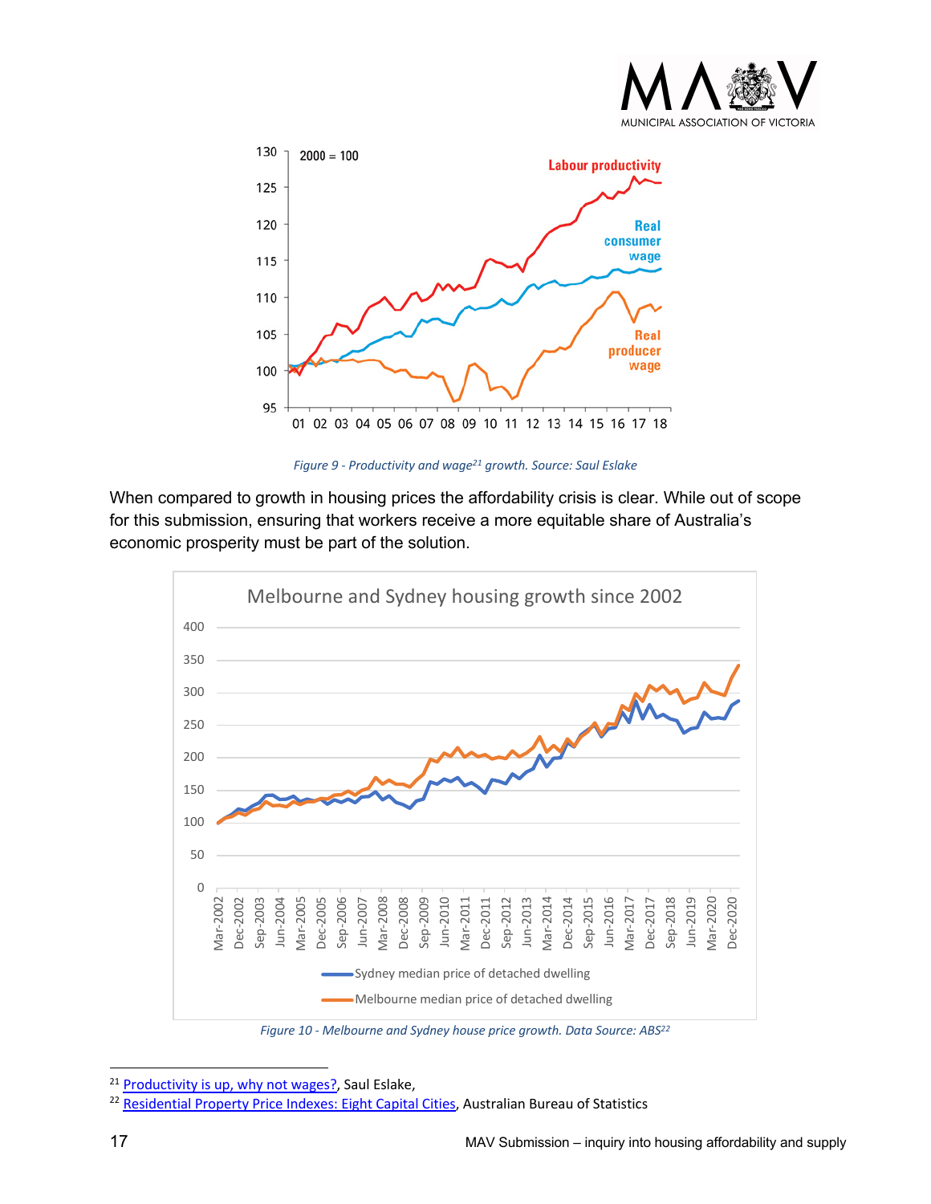Figure 9 - Productivity and wage[21] growth. Source: Saul Eslake

When compared to growth in housing prices the affordability crisis is clear. While out of scope for this submission, ensuring that workers receive a more equitable share of Australia's economic prosperity must be part of the solution.

Figure 10 - Melbourne and Sydney house price growth. Data Source: ABS[22]

---

[21] Productivity is up, why not wages?, Saul Eslake,

[22] Residential Property Price Indexes: Eight Capital Cities, Australian Bureau of Statistics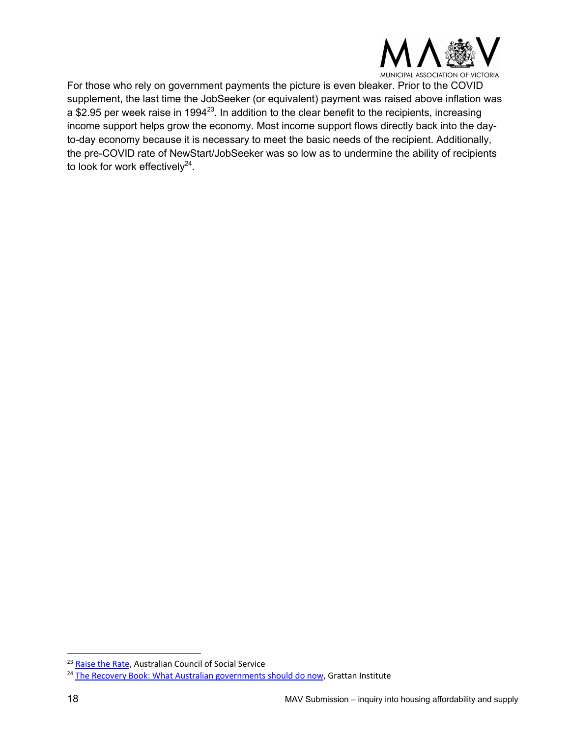For those who rely on government payments the picture is even bleaker. Prior to the COVID supplement, the last time the JobSeeker (or equivalent) payment was raised above inflation was a $2.95 per week raise in 1994[23]. In addition to the clear benefit to the recipients, increasing income support helps grow the economy. Most income support flows directly back into the day-to-day economy because it is necessary to meet the basic needs of the recipient. Additionally, the pre-COVID rate of NewStart/JobSeeker was so low as to undermine the ability of recipients to look for work effectively[24].

---

[23] Raise the Rate, Australian Council of Social Service

[24] The Recovery Book: What Australian governments should do now, Grattan Institute